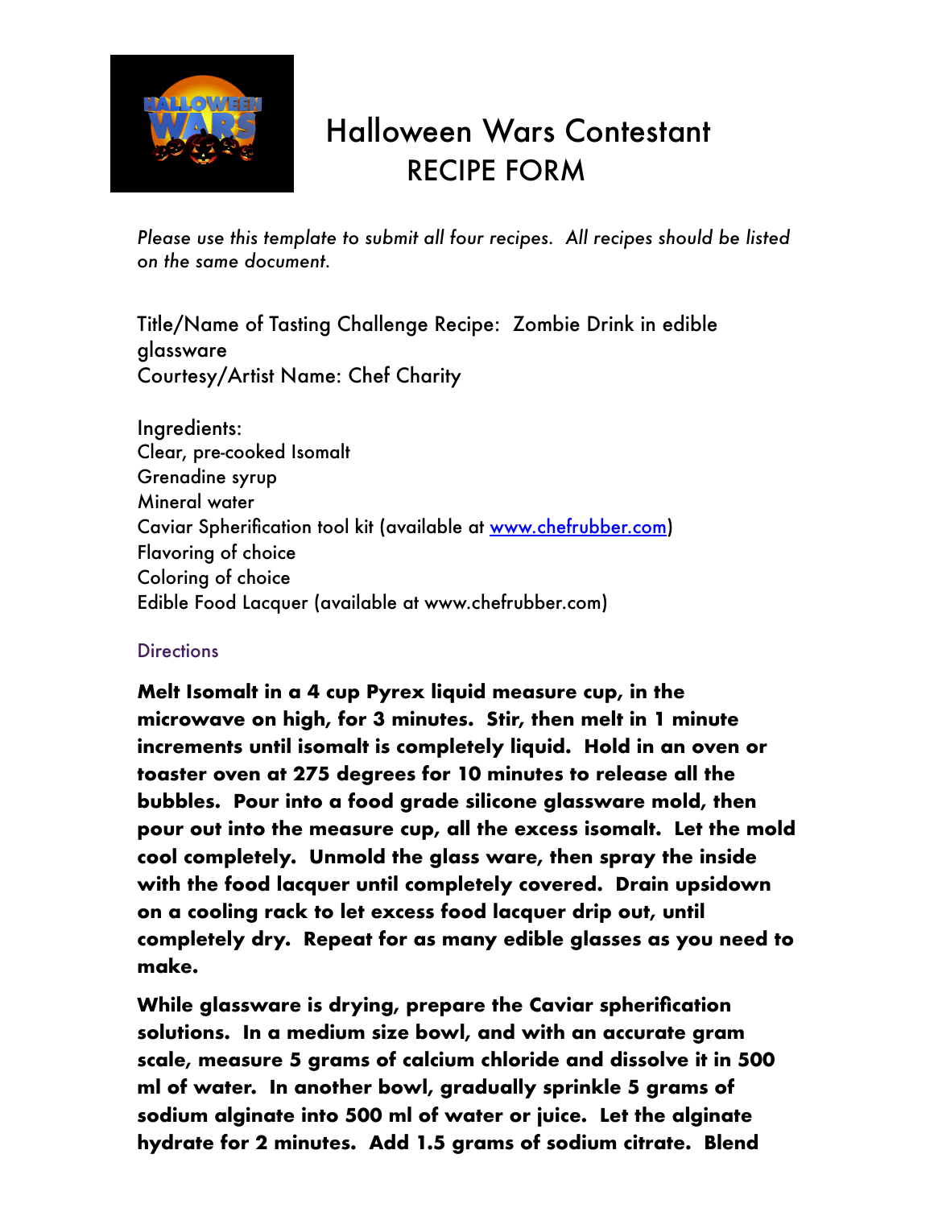# Halloween Wars Contestant RECIPE FORM

*Please use this template to submit all four recipes. All recipes should be listed on the same document.*

Title/Name of Tasting Challenge Recipe: Zombie Drink in edible glassware
Courtesy/Artist Name: Chef Charity

Ingredients:
Clear, pre-cooked Isomalt
Grenadine syrup
Mineral water
Caviar Spherification tool kit (available at [www.chefrubber.com](http://www.chefrubber.com))
Flavoring of choice
Coloring of choice
Edible Food Lacquer (available at www.chefrubber.com)

## Directions

**Melt Isomalt in a 4 cup Pyrex liquid measure cup, in the microwave on high, for 3 minutes. Stir, then melt in 1 minute increments until isomalt is completely liquid. Hold in an oven or toaster oven at 275 degrees for 10 minutes to release all the bubbles. Pour into a food grade silicone glassware mold, then pour out into the measure cup, all the excess isomalt. Let the mold cool completely. Unmold the glass ware, then spray the inside with the food lacquer until completely covered. Drain upsidown on a cooling rack to let excess food lacquer drip out, until completely dry. Repeat for as many edible glasses as you need to make.**

**While glassware is drying, prepare the Caviar spherification solutions. In a medium size bowl, and with an accurate gram scale, measure 5 grams of calcium chloride and dissolve it in 500 ml of water. In another bowl, gradually sprinkle 5 grams of sodium alginate into 500 ml of water or juice. Let the alginate hydrate for 2 minutes. Add 1.5 grams of sodium citrate. Blend**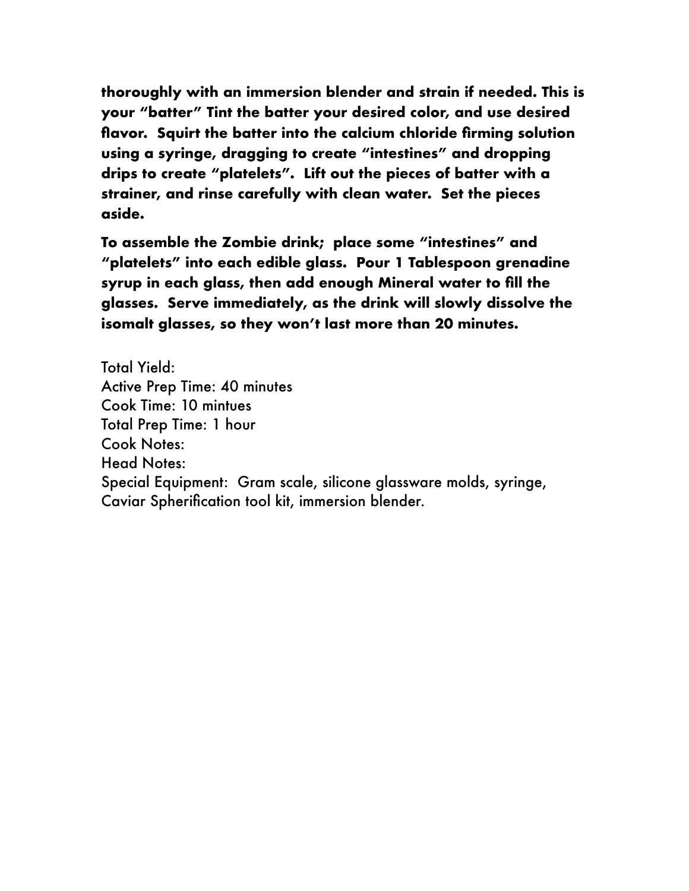**thoroughly with an immersion blender and strain if needed. This is your "batter" Tint the batter your desired color, and use desired flavor. Squirt the batter into the calcium chloride firming solution using a syringe, dragging to create "intestines" and dropping drips to create "platelets". Lift out the pieces of batter with a strainer, and rinse carefully with clean water. Set the pieces aside.**

**To assemble the Zombie drink; place some "intestines" and "platelets" into each edible glass. Pour 1 Tablespoon grenadine syrup in each glass, then add enough Mineral water to fill the glasses. Serve immediately, as the drink will slowly dissolve the isomalt glasses, so they won't last more than 20 minutes.**

Total Yield:
Active Prep Time: 40 minutes
Cook Time: 10 mintues
Total Prep Time: 1 hour
Cook Notes:
Head Notes:
Special Equipment: Gram scale, silicone glassware molds, syringe, Caviar Spherification tool kit, immersion blender.